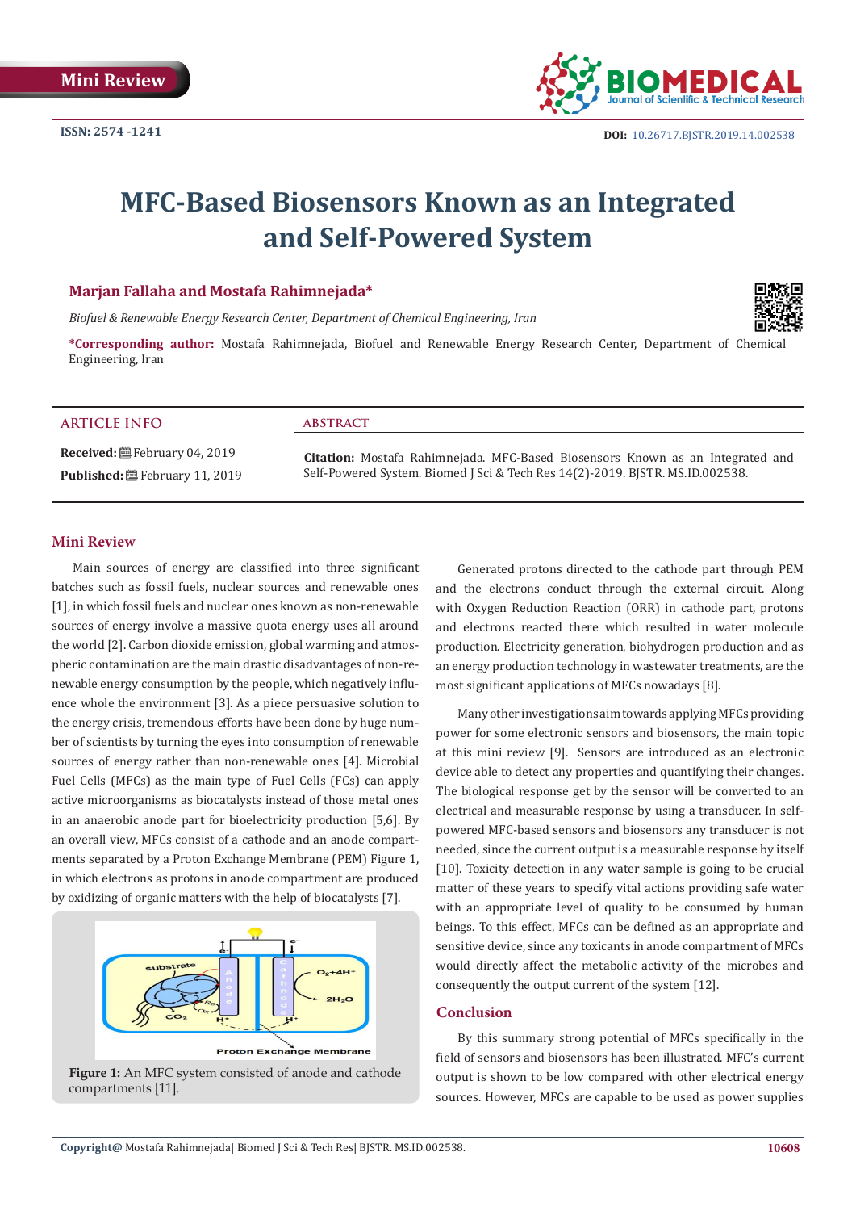Mini Review

ISSN: 2574 -1241

DOI: 10.26717.BJSTR.2019.14.002538

# MFC-Based Biosensors Known as an Integrated and Self-Powered System

**Marjan Fallaha and Mostafa Rahimnejada***

*Biofuel & Renewable Energy Research Center, Department of Chemical Engineering, Iran*

***Corresponding author:** Mostafa Rahimnejada, Biofuel and Renewable Energy Research Center, Department of Chemical Engineering, Iran

### ARTICLE INFO

**Received:** February 04, 2019

**Published:** February 11, 2019

### ABSTRACT

**Citation:** Mostafa Rahimnejada. MFC-Based Biosensors Known as an Integrated and Self-Powered System. Biomed J Sci & Tech Res 14(2)-2019. BJSTR. MS.ID.002538.

## Mini Review

Main sources of energy are classified into three significant batches such as fossil fuels, nuclear sources and renewable ones [1], in which fossil fuels and nuclear ones known as non-renewable sources of energy involve a massive quota energy uses all around the world [2]. Carbon dioxide emission, global warming and atmospheric contamination are the main drastic disadvantages of non-renewable energy consumption by the people, which negatively influence whole the environment [3]. As a piece persuasive solution to the energy crisis, tremendous efforts have been done by huge number of scientists by turning the eyes into consumption of renewable sources of energy rather than non-renewable ones [4]. Microbial Fuel Cells (MFCs) as the main type of Fuel Cells (FCs) can apply active microorganisms as biocatalysts instead of those metal ones in an anaerobic anode part for bioelectricity production [5,6]. By an overall view, MFCs consist of a cathode and an anode compartments separated by a Proton Exchange Membrane (PEM) Figure 1, in which electrons as protons in anode compartment are produced by oxidizing of organic matters with the help of biocatalysts [7].

**Figure 1:** An MFC system consisted of anode and cathode compartments [11].

Generated protons directed to the cathode part through PEM and the electrons conduct through the external circuit. Along with Oxygen Reduction Reaction (ORR) in cathode part, protons and electrons reacted there which resulted in water molecule production. Electricity generation, biohydrogen production and as an energy production technology in wastewater treatments, are the most significant applications of MFCs nowadays [8].

Many other investigations aim towards applying MFCs providing power for some electronic sensors and biosensors, the main topic at this mini review [9]. Sensors are introduced as an electronic device able to detect any properties and quantifying their changes. The biological response get by the sensor will be converted to an electrical and measurable response by using a transducer. In self-powered MFC-based sensors and biosensors any transducer is not needed, since the current output is a measurable response by itself [10]. Toxicity detection in any water sample is going to be crucial matter of these years to specify vital actions providing safe water with an appropriate level of quality to be consumed by human beings. To this effect, MFCs can be defined as an appropriate and sensitive device, since any toxicants in anode compartment of MFCs would directly affect the metabolic activity of the microbes and consequently the output current of the system [12].

## Conclusion

By this summary strong potential of MFCs specifically in the field of sensors and biosensors has been illustrated. MFC's current output is shown to be low compared with other electrical energy sources. However, MFCs are capable to be used as power supplies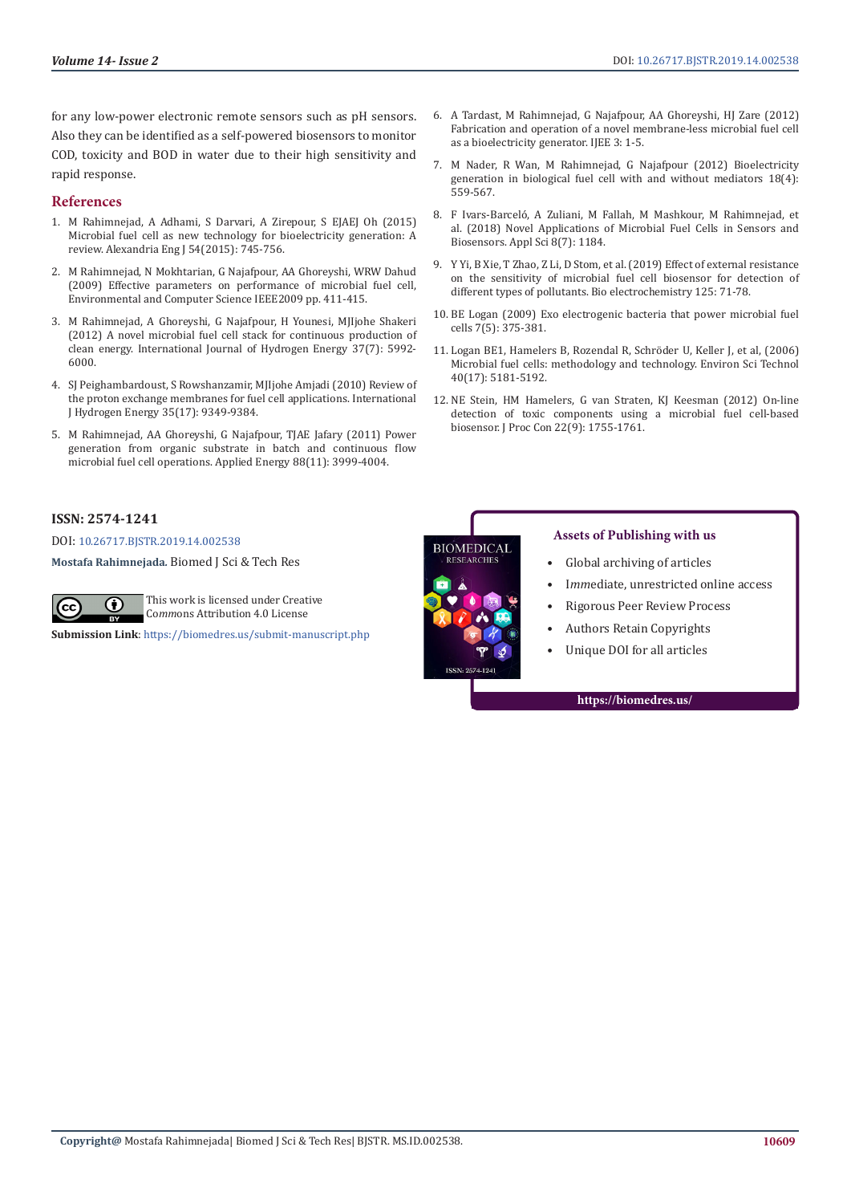for any low-power electronic remote sensors such as pH sensors. Also they can be identified as a self-powered biosensors to monitor COD, toxicity and BOD in water due to their high sensitivity and rapid response.

## References

1. M Rahimnejad, A Adhami, S Darvari, A Zirepour, S EJAEJ Oh (2015) Microbial fuel cell as new technology for bioelectricity generation: A review. Alexandria Eng J 54(2015): 745-756.
2. M Rahimnejad, N Mokhtarian, G Najafpour, AA Ghoreyshi, WRW Dahud (2009) Effective parameters on performance of microbial fuel cell, Environmental and Computer Science IEEE2009 pp. 411-415.
3. M Rahimnejad, A Ghoreyshi, G Najafpour, H Younesi, MJIjohe Shakeri (2012) A novel microbial fuel cell stack for continuous production of clean energy. International Journal of Hydrogen Energy 37(7): 5992-6000.
4. SJ Peighambardoust, S Rowshanzamir, MJIjohe Amjadi (2010) Review of the proton exchange membranes for fuel cell applications. International J Hydrogen Energy 35(17): 9349-9384.
5. M Rahimnejad, AA Ghoreyshi, G Najafpour, TJAE Jafary (2011) Power generation from organic substrate in batch and continuous flow microbial fuel cell operations. Applied Energy 88(11): 3999-4004.
6. A Tardast, M Rahimnejad, G Najafpour, AA Ghoreyshi, HJ Zare (2012) Fabrication and operation of a novel membrane-less microbial fuel cell as a bioelectricity generator. IJEE 3: 1-5.
7. M Nader, R Wan, M Rahimnejad, G Najafpour (2012) Bioelectricity generation in biological fuel cell with and without mediators 18(4): 559-567.
8. F Ivars-Barceló, A Zuliani, M Fallah, M Mashkour, M Rahimnejad, et al. (2018) Novel Applications of Microbial Fuel Cells in Sensors and Biosensors. Appl Sci 8(7): 1184.
9. Y Yi, B Xie, T Zhao, Z Li, D Stom, et al. (2019) Effect of external resistance on the sensitivity of microbial fuel cell biosensor for detection of different types of pollutants. Bio electrochemistry 125: 71-78.
10. BE Logan (2009) Exo electrogenic bacteria that power microbial fuel cells 7(5): 375-381.
11. Logan BE1, Hamelers B, Rozendal R, Schröder U, Keller J, et al, (2006) Microbial fuel cells: methodology and technology. Environ Sci Technol 40(17): 5181-5192.
12. NE Stein, HM Hamelers, G van Straten, KJ Keesman (2012) On-line detection of toxic components using a microbial fuel cell-based biosensor. J Proc Con 22(9): 1755-1761.

**ISSN: 2574-1241**

DOI: 10.26717.BJSTR.2019.14.002538

**Mostafa Rahimnejada.** Biomed J Sci & Tech Res

This work is licensed under Creative Commons Attribution 4.0 License

**Submission Link**: https://biomedres.us/submit-manuscript.php

### Assets of Publishing with us

- Global archiving of articles
- Immediate, unrestricted online access
- Rigorous Peer Review Process
- Authors Retain Copyrights
- Unique DOI for all articles

**https://biomedres.us/**